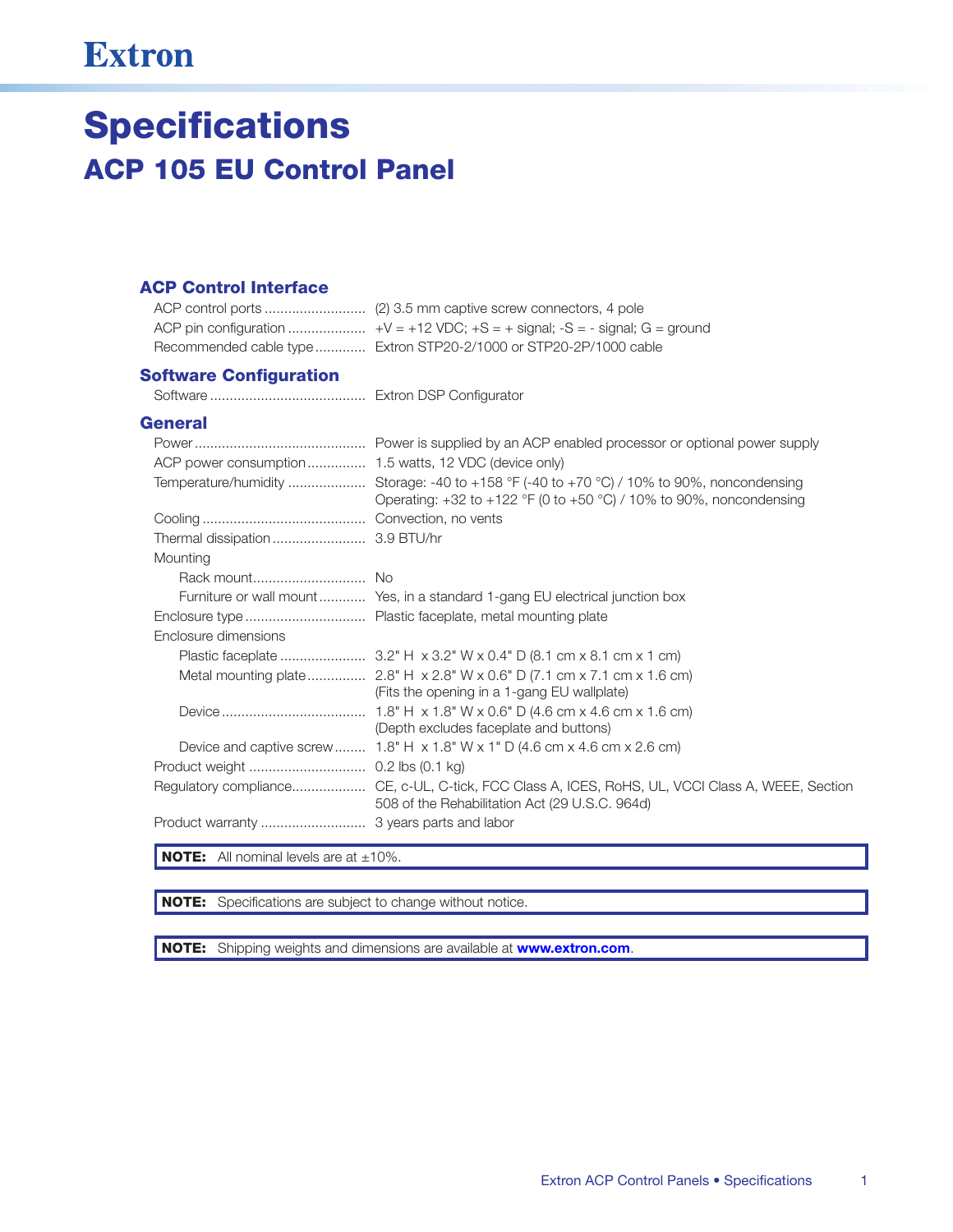# Specifications

## ACP 105 EU Control Panel

### ACP Control Interface

ACP control ports .......................... (2) 3.5 mm captive screw connectors, 4 pole
ACP pin configuration .................... +V = +12 VDC; +S = + signal; -S = - signal; G = ground
Recommended cable type ............ Extron STP20-2/1000 or STP20-2P/1000 cable

### Software Configuration

Software ........................................ Extron DSP Configurator

### General

Power ............................................ Power is supplied by an ACP enabled processor or optional power supply
ACP power consumption ............... 1.5 watts, 12 VDC (device only)
Temperature/humidity .................... Storage: -40 to +158 °F (-40 to +70 °C) / 10% to 90%, noncondensing
Operating: +32 to +122 °F (0 to +50 °C) / 10% to 90%, noncondensing
Cooling .......................................... Convection, no vents
Thermal dissipation ........................ 3.9 BTU/hr
Mounting
- Rack mount............................. No
- Furniture or wall mount ............ Yes, in a standard 1-gang EU electrical junction box

Enclosure type ............................... Plastic faceplate, metal mounting plate
Enclosure dimensions
- Plastic faceplate ...................... 3.2" H x 3.2" W x 0.4" D (8.1 cm x 8.1 cm x 1 cm)
- Metal mounting plate ............... 2.8" H x 2.8" W x 0.6" D (7.1 cm x 7.1 cm x 1.6 cm) (Fits the opening in a 1-gang EU wallplate)
- Device ..................................... 1.8" H x 1.8" W x 0.6" D (4.6 cm x 4.6 cm x 1.6 cm) (Depth excludes faceplate and buttons)
- Device and captive screw ........ 1.8" H x 1.8" W x 1" D (4.6 cm x 4.6 cm x 2.6 cm)

Product weight .............................. 0.2 lbs (0.1 kg)
Regulatory compliance................... CE, c-UL, C-tick, FCC Class A, ICES, RoHS, UL, VCCI Class A, WEEE, Section 508 of the Rehabilitation Act (29 U.S.C. 964d)
Product warranty ........................... 3 years parts and labor

> **NOTE:** All nominal levels are at ±10%.

> **NOTE:** Specifications are subject to change without notice.

> **NOTE:** Shipping weights and dimensions are available at **www.extron.com**.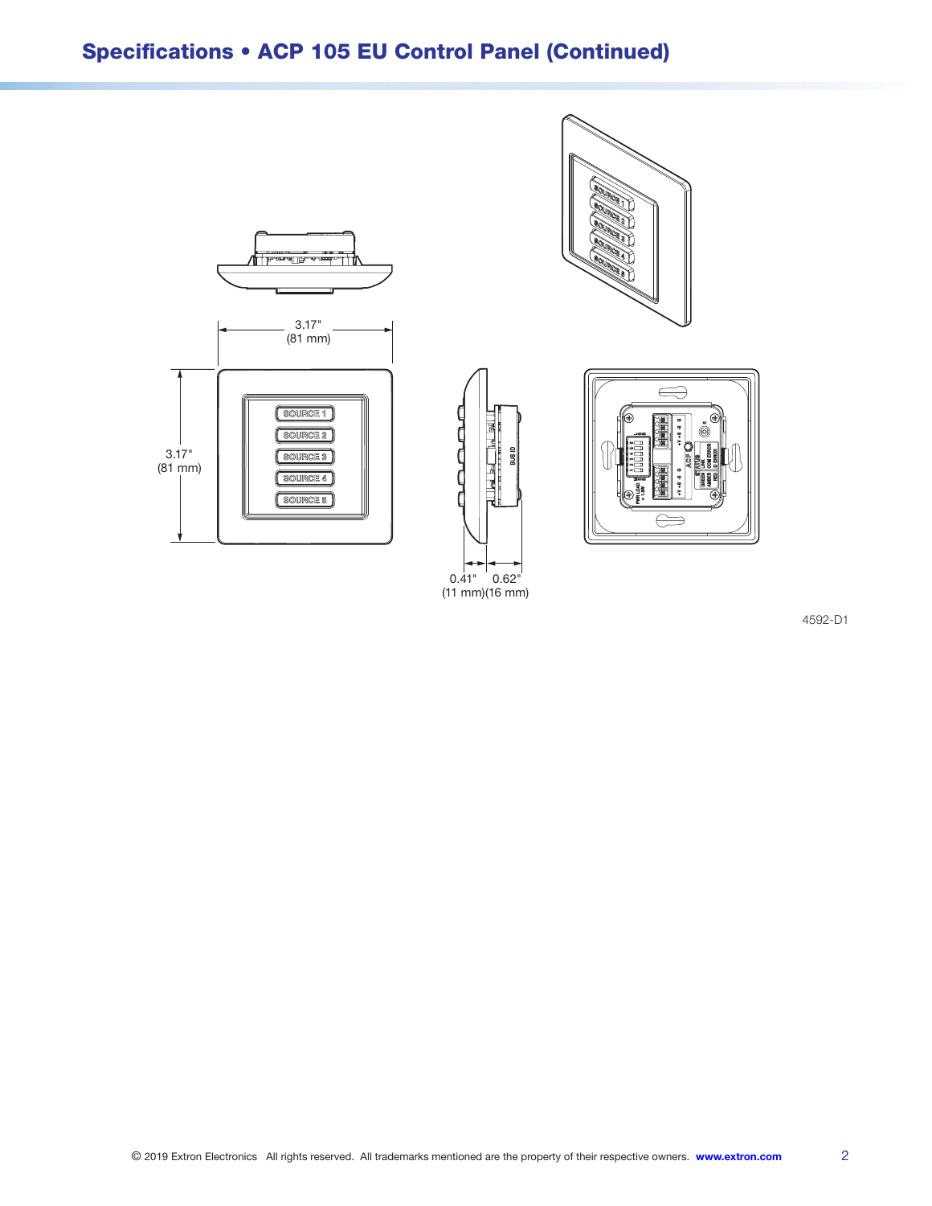# Specifications • ACP 105 EU Control Panel (Continued)

3.17"
(81 mm)

3.17"
(81 mm)

0.41"
(11 mm)

0.62"
(16 mm)

4592-D1

© 2019 Extron Electronics All rights reserved. All trademarks mentioned are the property of their respective owners. **www.extron.com**